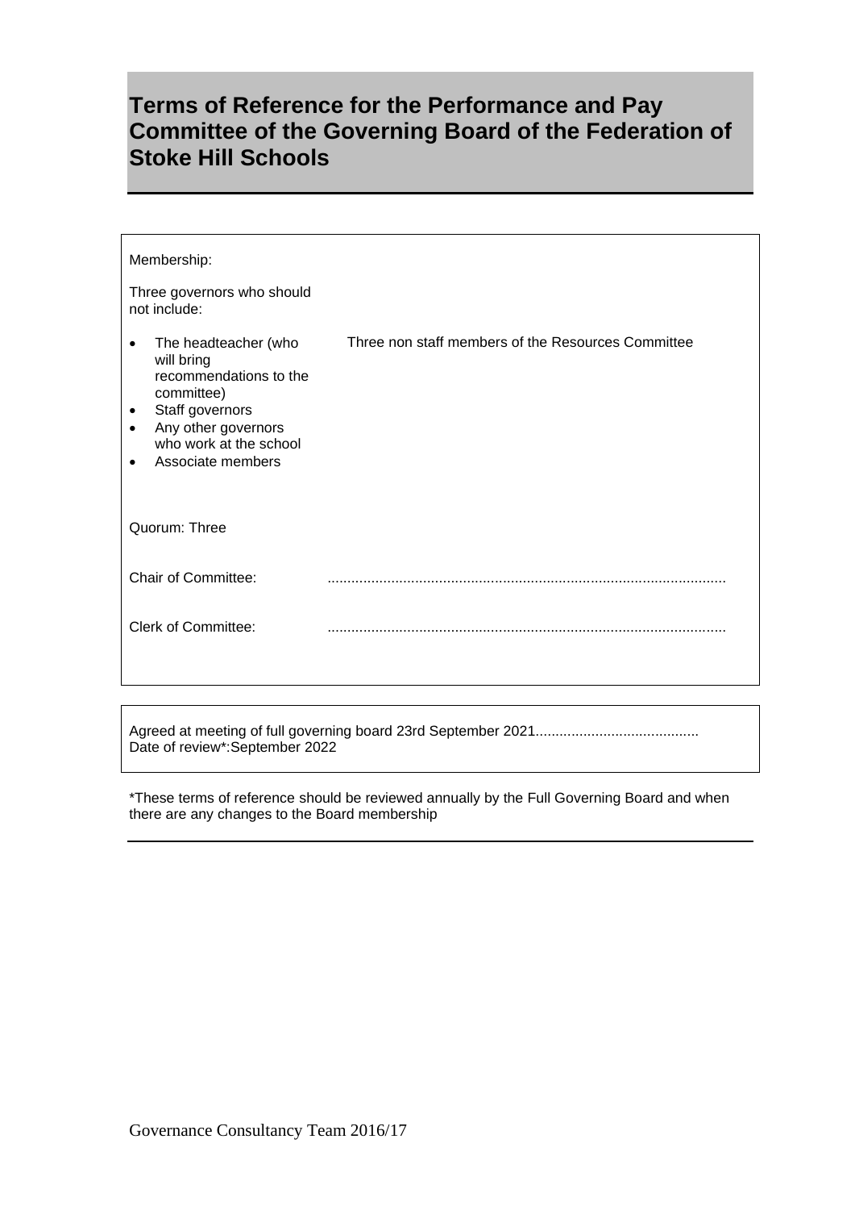# Terms of Reference for the Performance and Pay Committee of the Governing Board of the Federation of Stoke Hill Schools

Membership:

Three governors who should not include:

- The headteacher (who will bring recommendations to the committee)
- Staff governors
- Any other governors who work at the school
- Associate members

Three non staff members of the Resources Committee

Quorum: Three

Chair of Committee: ...................................................................................................

Clerk of Committee: ...................................................................................................

Agreed at meeting of full governing board 23rd September 2021.........................................
Date of review*:September 2022

*These terms of reference should be reviewed annually by the Full Governing Board and when there are any changes to the Board membership

Governance Consultancy Team 2016/17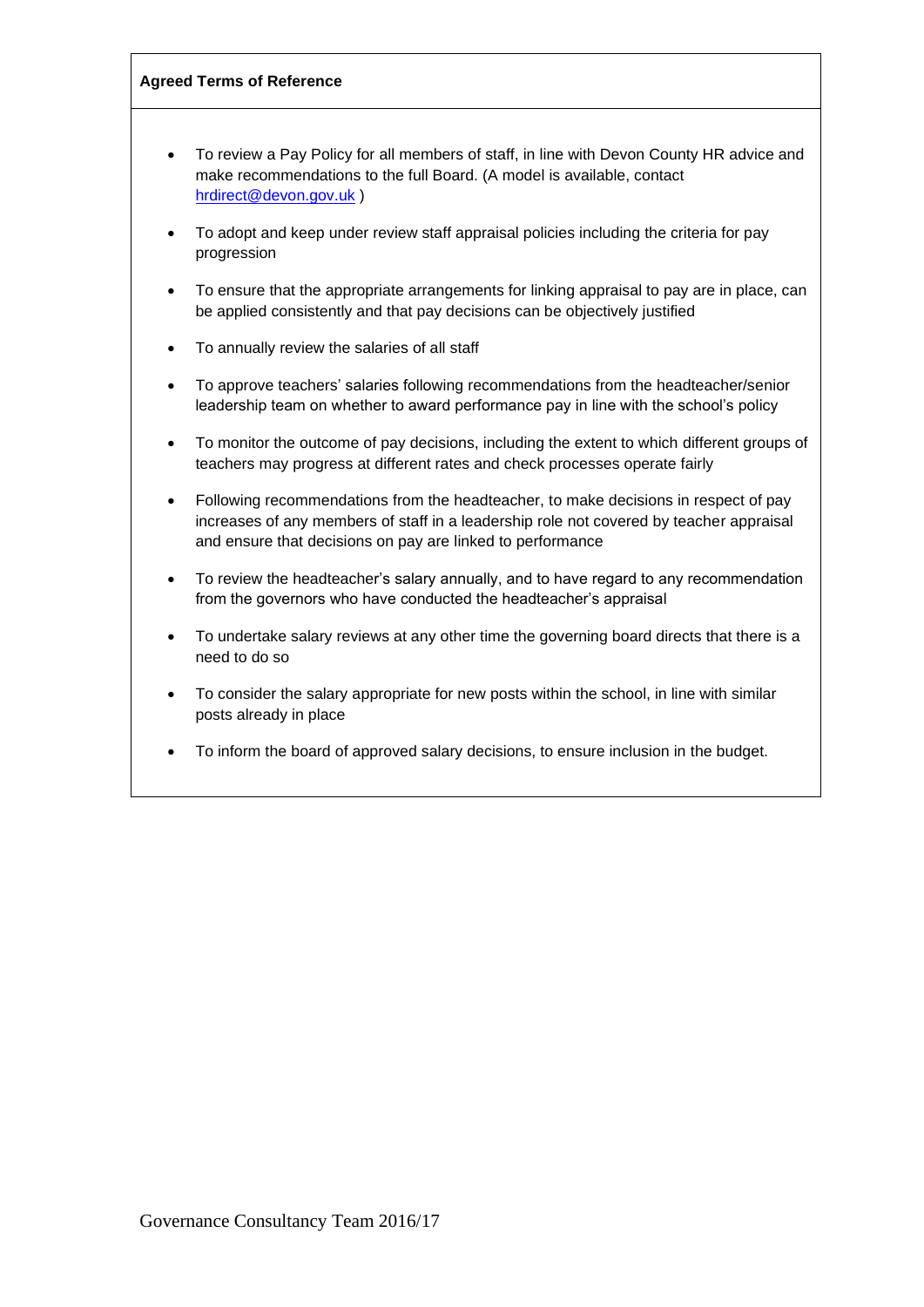**Agreed Terms of Reference**

- To review a Pay Policy for all members of staff, in line with Devon County HR advice and make recommendations to the full Board. (A model is available, contact hrdirect@devon.gov.uk )
- To adopt and keep under review staff appraisal policies including the criteria for pay progression
- To ensure that the appropriate arrangements for linking appraisal to pay are in place, can be applied consistently and that pay decisions can be objectively justified
- To annually review the salaries of all staff
- To approve teachers' salaries following recommendations from the headteacher/senior leadership team on whether to award performance pay in line with the school's policy
- To monitor the outcome of pay decisions, including the extent to which different groups of teachers may progress at different rates and check processes operate fairly
- Following recommendations from the headteacher, to make decisions in respect of pay increases of any members of staff in a leadership role not covered by teacher appraisal and ensure that decisions on pay are linked to performance
- To review the headteacher's salary annually, and to have regard to any recommendation from the governors who have conducted the headteacher's appraisal
- To undertake salary reviews at any other time the governing board directs that there is a need to do so
- To consider the salary appropriate for new posts within the school, in line with similar posts already in place
- To inform the board of approved salary decisions, to ensure inclusion in the budget.